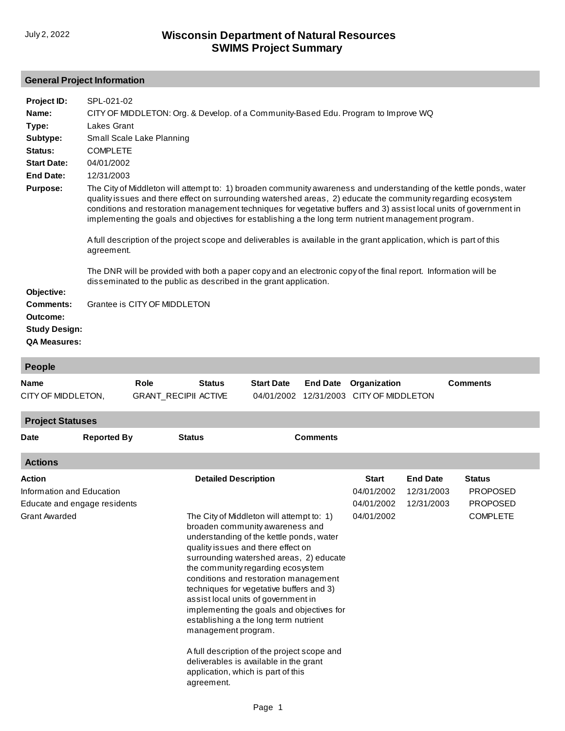# Wisconsin Department of Natural Resources
# SWIMS Project Summary

July 2, 2022

## General Project Information

**Project ID:** SPL-021-02

**Name:** CITY OF MIDDLETON: Org. & Develop. of a Community-Based Edu. Program to Improve WQ

**Type:** Lakes Grant

**Subtype:** Small Scale Lake Planning

**Status:** COMPLETE

**Start Date:** 04/01/2002

**End Date:** 12/31/2003

**Purpose:** The City of Middleton will attempt to: 1) broaden community awareness and understanding of the kettle ponds, water quality issues and there effect on surrounding watershed areas, 2) educate the community regarding ecosystem conditions and restoration management techniques for vegetative buffers and 3) assist local units of government in implementing the goals and objectives for establishing a the long term nutrient management program.

A full description of the project scope and deliverables is available in the grant application, which is part of this agreement.

The DNR will be provided with both a paper copy and an electronic copy of the final report. Information will be disseminated to the public as described in the grant application.

**Objective:**

**Comments:** Grantee is CITY OF MIDDLETON

**Outcome:**

**Study Design:**

**QA Measures:**

## People

| Name | Role | Status | Start Date | End Date | Organization | Comments |
|---|---|---|---|---|---|---|
| CITY OF MIDDLETON, | GRANT_RECIPII | ACTIVE | 04/01/2002 | 12/31/2003 | CITY OF MIDDLETON | |

## Project Statuses

| Date | Reported By | Status | Comments |
|---|---|---|---|

## Actions

| Action | Detailed Description | Start | End Date | Status |
|---|---|---|---|---|
| Information and Education | | 04/01/2002 | 12/31/2003 | PROPOSED |
| Educate and engage residents | | 04/01/2002 | 12/31/2003 | PROPOSED |
| Grant Awarded | The City of Middleton will attempt to: 1) broaden community awareness and understanding of the kettle ponds, water quality issues and there effect on surrounding watershed areas, 2) educate the community regarding ecosystem conditions and restoration management techniques for vegetative buffers and 3) assist local units of government in implementing the goals and objectives for establishing a the long term nutrient management program. <br><br> A full description of the project scope and deliverables is available in the grant application, which is part of this agreement. | 04/01/2002 | | COMPLETE |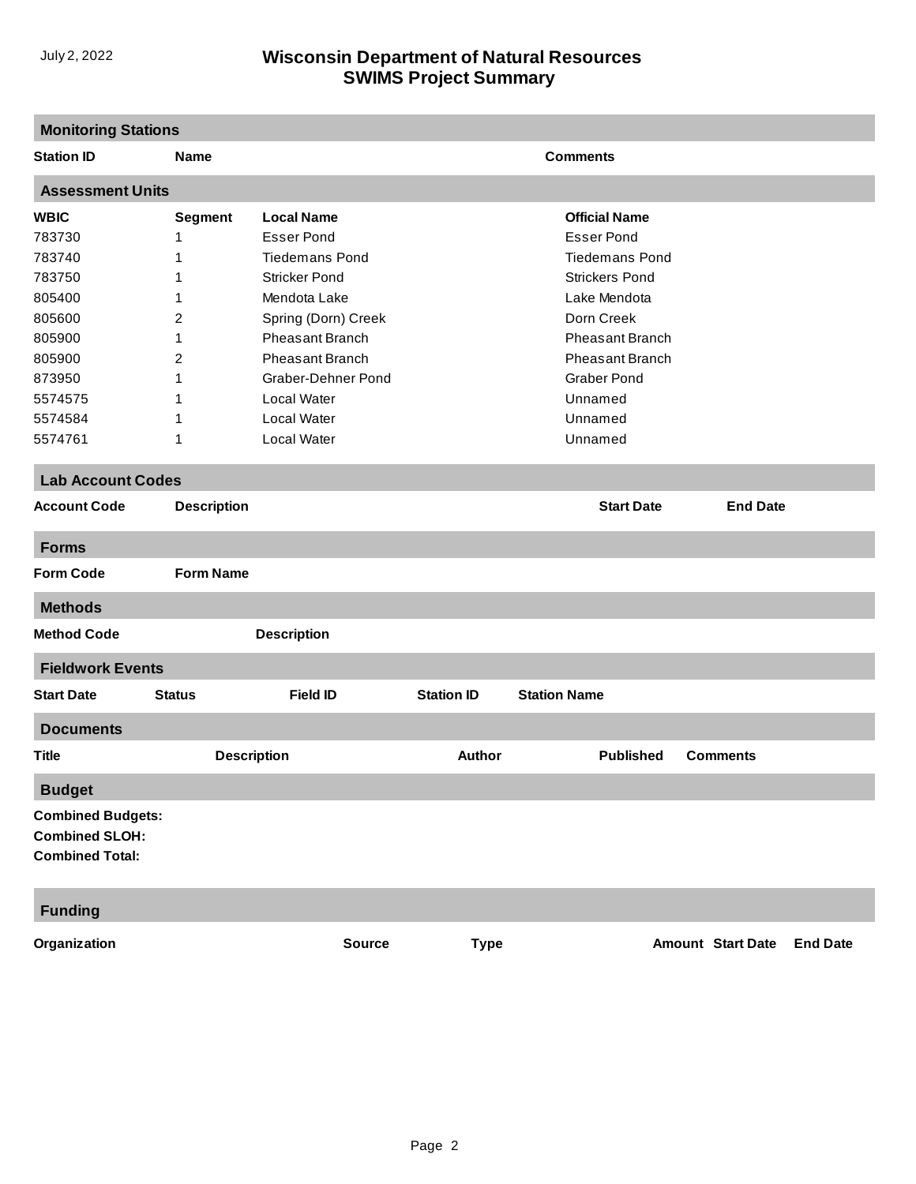## Monitoring Stations

| Station ID | Name | Comments |
| --- | --- | --- |

## Assessment Units

| WBIC | Segment | Local Name | Official Name |
| --- | --- | --- | --- |
| 783730 | 1 | Esser Pond | Esser Pond |
| 783740 | 1 | Tiedemans Pond | Tiedemans Pond |
| 783750 | 1 | Stricker Pond | Strickers Pond |
| 805400 | 1 | Mendota Lake | Lake Mendota |
| 805600 | 2 | Spring (Dorn) Creek | Dorn Creek |
| 805900 | 1 | Pheasant Branch | Pheasant Branch |
| 805900 | 2 | Pheasant Branch | Pheasant Branch |
| 873950 | 1 | Graber-Dehner Pond | Graber Pond |
| 5574575 | 1 | Local Water | Unnamed |
| 5574584 | 1 | Local Water | Unnamed |
| 5574761 | 1 | Local Water | Unnamed |

## Lab Account Codes

| Account Code | Description | Start Date | End Date |
| --- | --- | --- | --- |

## Forms

| Form Code | Form Name |
| --- | --- |

## Methods

| Method Code | Description |
| --- | --- |

## Fieldwork Events

| Start Date | Status | Field ID | Station ID | Station Name |
| --- | --- | --- | --- | --- |

## Documents

| Title | Description | Author | Published | Comments |
| --- | --- | --- | --- | --- |

## Budget

**Combined Budgets:**
**Combined SLOH:**
**Combined Total:**

## Funding

| Organization | Source | Type | Amount | Start Date | End Date |
| --- | --- | --- | --- | --- | --- |